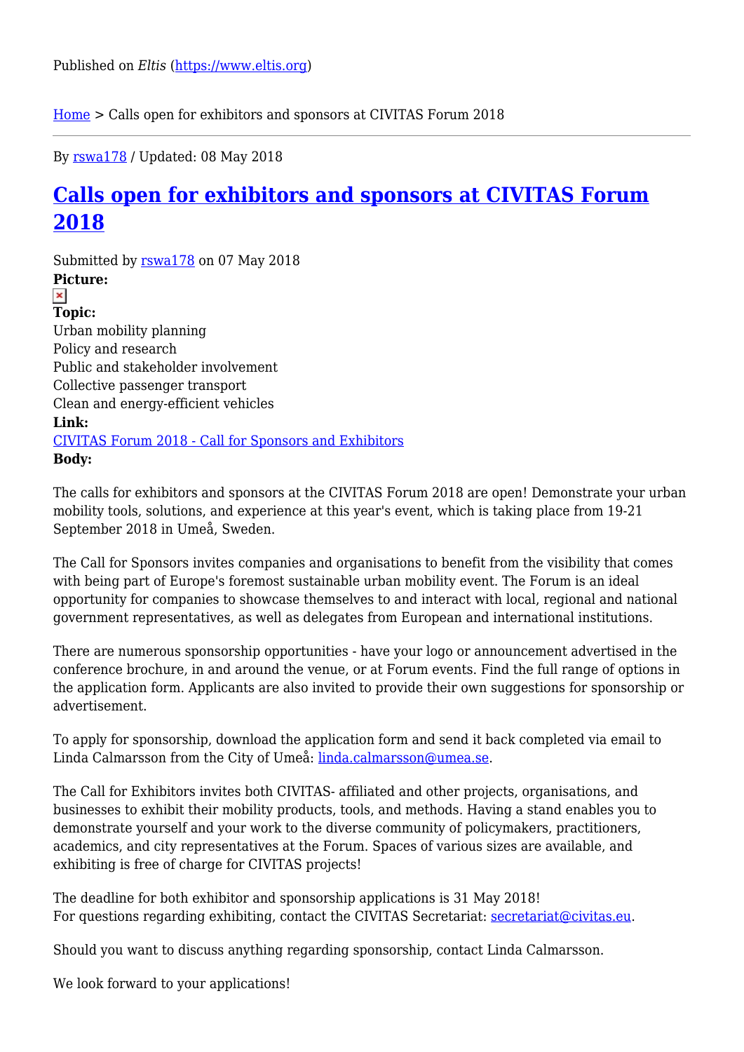Published on *Eltis* (https://www.eltis.org)

Home > Calls open for exhibitors and sponsors at CIVITAS Forum 2018

By rswa178 / Updated: 08 May 2018

# Calls open for exhibitors and sponsors at CIVITAS Forum 2018

Submitted by rswa178 on 07 May 2018

**Picture:**

**Topic:**

Urban mobility planning
Policy and research
Public and stakeholder involvement
Collective passenger transport
Clean and energy-efficient vehicles

**Link:**

CIVITAS Forum 2018 - Call for Sponsors and Exhibitors

**Body:**

The calls for exhibitors and sponsors at the CIVITAS Forum 2018 are open! Demonstrate your urban mobility tools, solutions, and experience at this year's event, which is taking place from 19-21 September 2018 in Umeå, Sweden.

The Call for Sponsors invites companies and organisations to benefit from the visibility that comes with being part of Europe's foremost sustainable urban mobility event. The Forum is an ideal opportunity for companies to showcase themselves to and interact with local, regional and national government representatives, as well as delegates from European and international institutions.

There are numerous sponsorship opportunities - have your logo or announcement advertised in the conference brochure, in and around the venue, or at Forum events. Find the full range of options in the application form. Applicants are also invited to provide their own suggestions for sponsorship or advertisement.

To apply for sponsorship, download the application form and send it back completed via email to Linda Calmarsson from the City of Umeå: linda.calmarsson@umea.se.

The Call for Exhibitors invites both CIVITAS- affiliated and other projects, organisations, and businesses to exhibit their mobility products, tools, and methods. Having a stand enables you to demonstrate yourself and your work to the diverse community of policymakers, practitioners, academics, and city representatives at the Forum. Spaces of various sizes are available, and exhibiting is free of charge for CIVITAS projects!

The deadline for both exhibitor and sponsorship applications is 31 May 2018!
For questions regarding exhibiting, contact the CIVITAS Secretariat: secretariat@civitas.eu.

Should you want to discuss anything regarding sponsorship, contact Linda Calmarsson.

We look forward to your applications!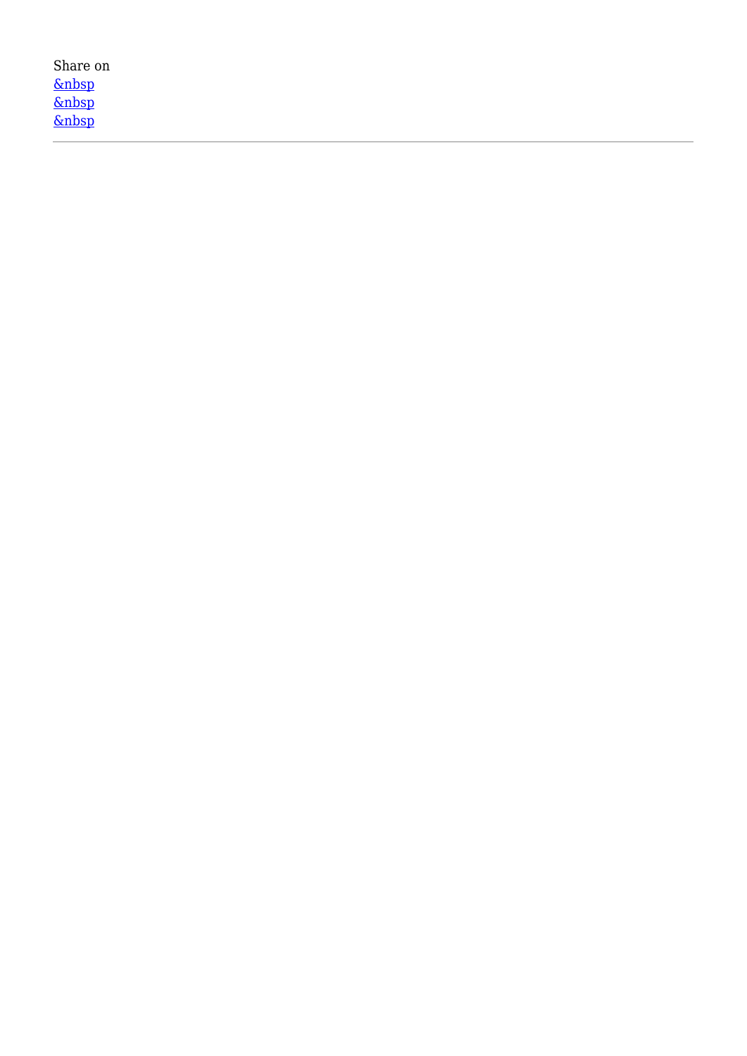Share on
&nbsp
&nbsp
&nbsp

---